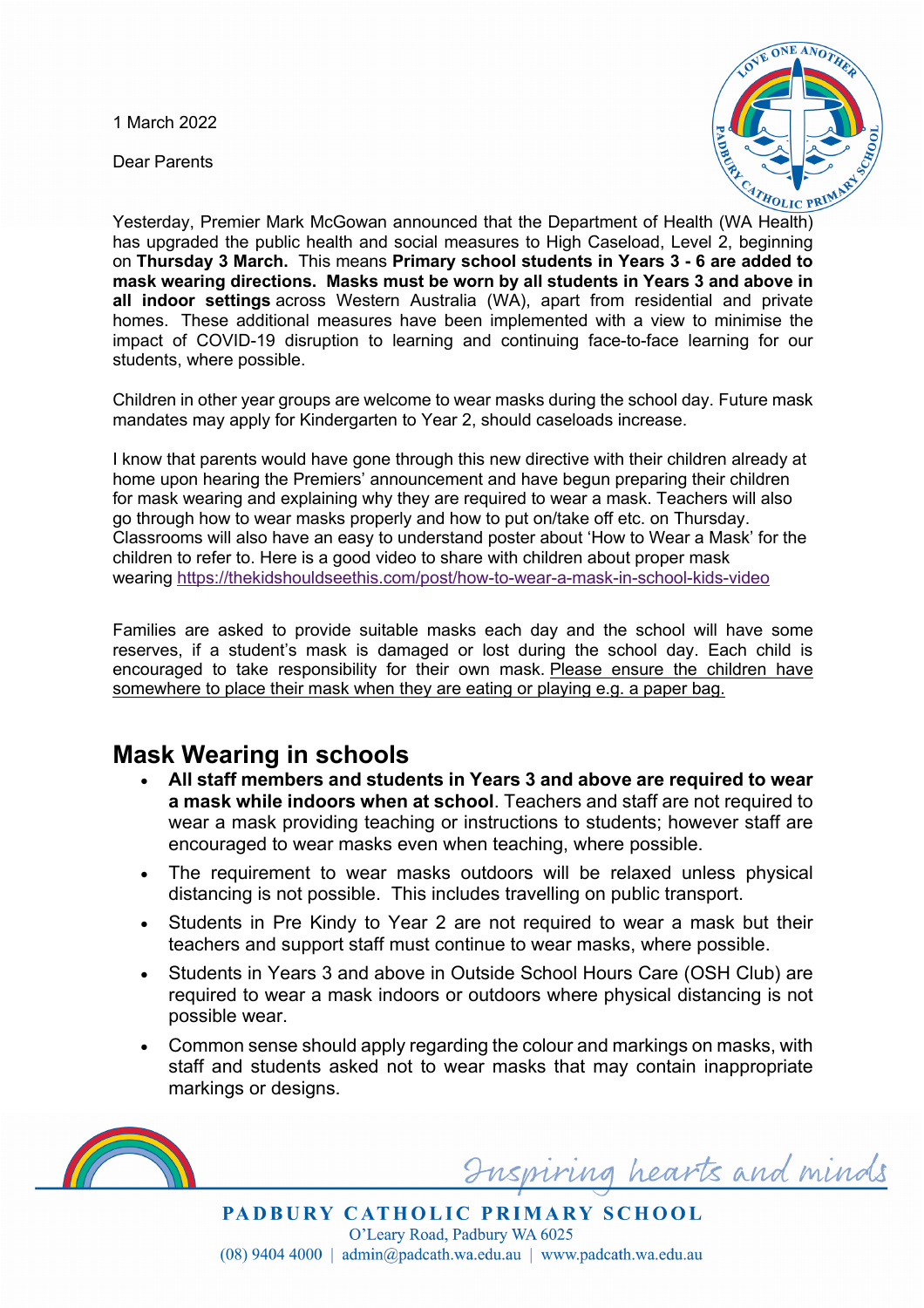1 March 2022

Dear Parents

Yesterday, Premier Mark McGowan announced that the Department of Health (WA Health) has upgraded the public health and social measures to High Caseload, Level 2, beginning on **Thursday 3 March.** This means **Primary school students in Years 3 - 6 are added to mask wearing directions. Masks must be worn by all students in Years 3 and above in all indoor settings** across Western Australia (WA), apart from residential and private homes. These additional measures have been implemented with a view to minimise the impact of COVID-19 disruption to learning and continuing face-to-face learning for our students, where possible.

Children in other year groups are welcome to wear masks during the school day. Future mask mandates may apply for Kindergarten to Year 2, should caseloads increase.

I know that parents would have gone through this new directive with their children already at home upon hearing the Premiers' announcement and have begun preparing their children for mask wearing and explaining why they are required to wear a mask. Teachers will also go through how to wear masks properly and how to put on/take off etc. on Thursday. Classrooms will also have an easy to understand poster about 'How to Wear a Mask' for the children to refer to. Here is a good video to share with children about proper mask wearing https://thekidshouldseethis.com/post/how-to-wear-a-mask-in-school-kids-video

Families are asked to provide suitable masks each day and the school will have some reserves, if a student's mask is damaged or lost during the school day. Each child is encouraged to take responsibility for their own mask. Please ensure the children have somewhere to place their mask when they are eating or playing e.g. a paper bag.

## Mask Wearing in schools

- **All staff members and students in Years 3 and above are required to wear a mask while indoors when at school**. Teachers and staff are not required to wear a mask providing teaching or instructions to students; however staff are encouraged to wear masks even when teaching, where possible.
- The requirement to wear masks outdoors will be relaxed unless physical distancing is not possible. This includes travelling on public transport.
- Students in Pre Kindy to Year 2 are not required to wear a mask but their teachers and support staff must continue to wear masks, where possible.
- Students in Years 3 and above in Outside School Hours Care (OSH Club) are required to wear a mask indoors or outdoors where physical distancing is not possible wear.
- Common sense should apply regarding the colour and markings on masks, with staff and students asked not to wear masks that may contain inappropriate markings or designs.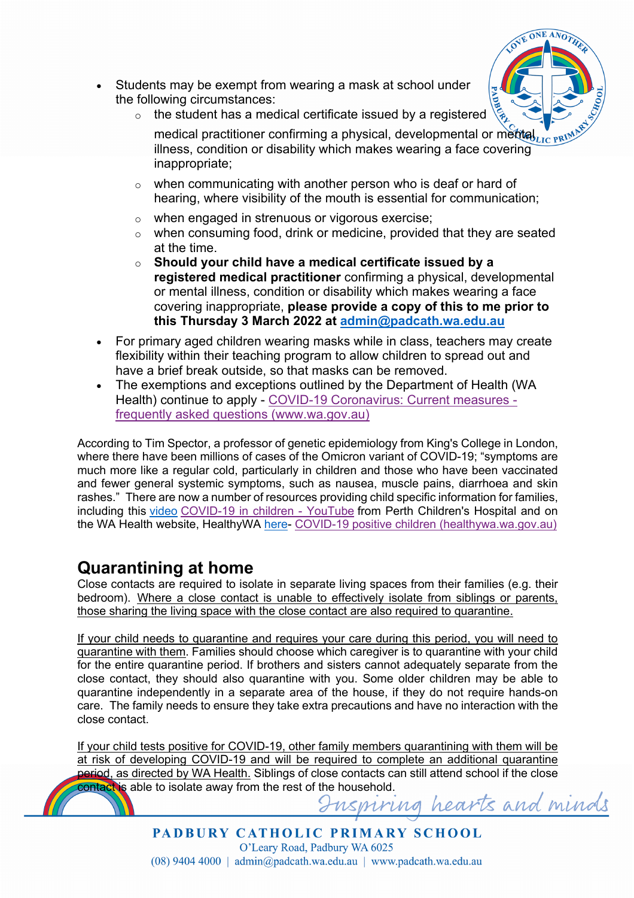- Students may be exempt from wearing a mask at school under the following circumstances:
  - the student has a medical certificate issued by a registered medical practitioner confirming a physical, developmental or mental illness, condition or disability which makes wearing a face covering inappropriate;
  - when communicating with another person who is deaf or hard of hearing, where visibility of the mouth is essential for communication;
  - when engaged in strenuous or vigorous exercise;
  - when consuming food, drink or medicine, provided that they are seated at the time.
  - **Should your child have a medical certificate issued by a registered medical practitioner** confirming a physical, developmental or mental illness, condition or disability which makes wearing a face covering inappropriate, **please provide a copy of this to me prior to this Thursday 3 March 2022 at admin@padcath.wa.edu.au**
- For primary aged children wearing masks while in class, teachers may create flexibility within their teaching program to allow children to spread out and have a brief break outside, so that masks can be removed.
- The exemptions and exceptions outlined by the Department of Health (WA Health) continue to apply - COVID-19 Coronavirus: Current measures - frequently asked questions (www.wa.gov.au)

According to Tim Spector, a professor of genetic epidemiology from King's College in London, where there have been millions of cases of the Omicron variant of COVID-19; "symptoms are much more like a regular cold, particularly in children and those who have been vaccinated and fewer general systemic symptoms, such as nausea, muscle pains, diarrhoea and skin rashes." There are now a number of resources providing child specific information for families, including this video COVID-19 in children - YouTube from Perth Children's Hospital and on the WA Health website, HealthyWA here- COVID-19 positive children (healthywa.wa.gov.au)

## Quarantining at home

Close contacts are required to isolate in separate living spaces from their families (e.g. their bedroom). Where a close contact is unable to effectively isolate from siblings or parents, those sharing the living space with the close contact are also required to quarantine.

If your child needs to quarantine and requires your care during this period, you will need to quarantine with them. Families should choose which caregiver is to quarantine with your child for the entire quarantine period. If brothers and sisters cannot adequately separate from the close contact, they should also quarantine with you. Some older children may be able to quarantine independently in a separate area of the house, if they do not require hands-on care. The family needs to ensure they take extra precautions and have no interaction with the close contact.

If your child tests positive for COVID-19, other family members quarantining with them will be at risk of developing COVID-19 and will be required to complete an additional quarantine period, as directed by WA Health. Siblings of close contacts can still attend school if the close contact is able to isolate away from the rest of the household.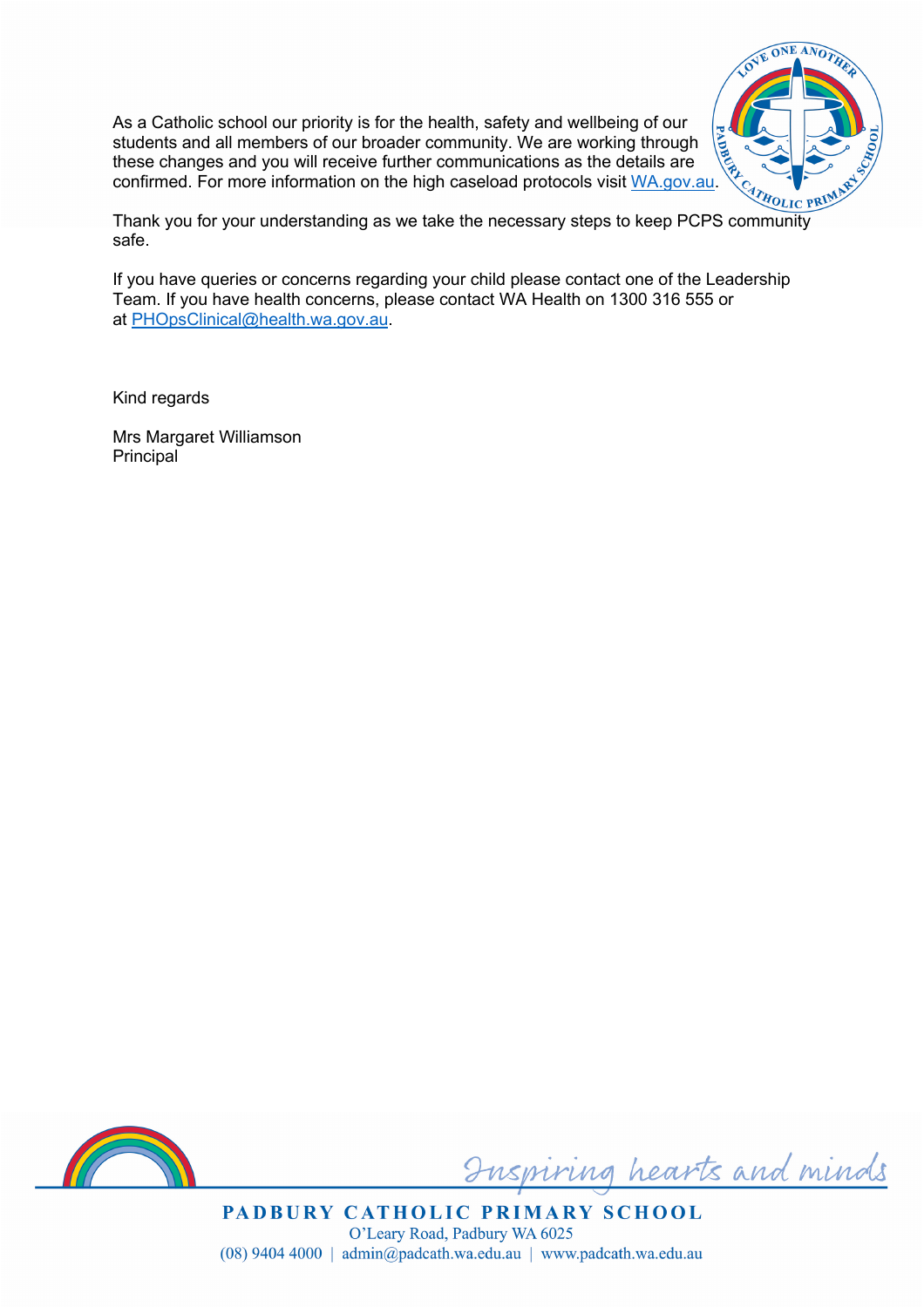As a Catholic school our priority is for the health, safety and wellbeing of our students and all members of our broader community. We are working through these changes and you will receive further communications as the details are confirmed. For more information on the high caseload protocols visit [WA.gov.au](WA.gov.au).

Thank you for your understanding as we take the necessary steps to keep PCPS community safe.

If you have queries or concerns regarding your child please contact one of the Leadership Team. If you have health concerns, please contact WA Health on 1300 316 555 or at [PHOpsClinical@health.wa.gov.au](mailto:PHOpsClinical@health.wa.gov.au).

Kind regards

Mrs Margaret Williamson
Principal